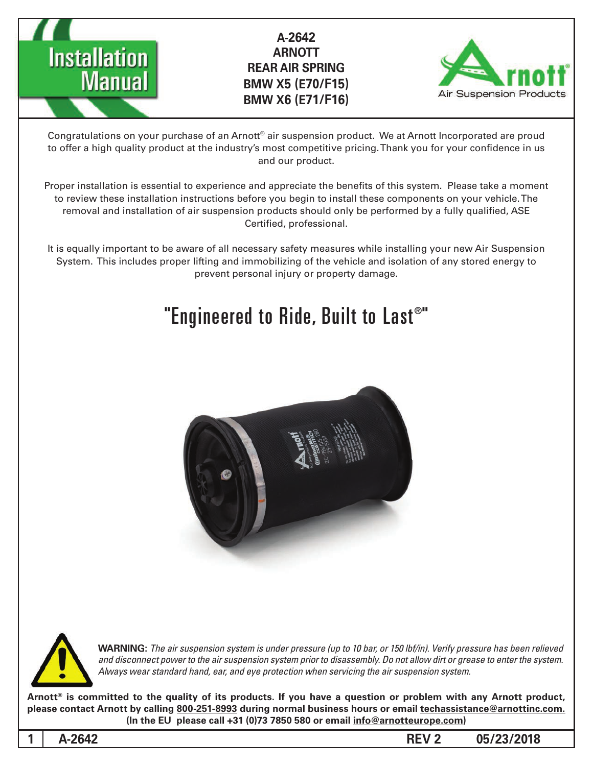# Installation Manual

**A-2642**
**ARNOTT**
**REAR AIR SPRING**
**BMW X5 (E70/F15)**
**BMW X6 (E71/F16)**

Arnott® Air Suspension Products

Congratulations on your purchase of an Arnott® air suspension product. We at Arnott Incorporated are proud to offer a high quality product at the industry's most competitive pricing. Thank you for your confidence in us and our product.

Proper installation is essential to experience and appreciate the benefits of this system. Please take a moment to review these installation instructions before you begin to install these components on your vehicle. The removal and installation of air suspension products should only be performed by a fully qualified, ASE Certified, professional.

It is equally important to be aware of all necessary safety measures while installing your new Air Suspension System. This includes proper lifting and immobilizing of the vehicle and isolation of any stored energy to prevent personal injury or property damage.

## "Engineered to Ride, Built to Last®"

**WARNING:** *The air suspension system is under pressure (up to 10 bar, or 150 lbf/in). Verify pressure has been relieved and disconnect power to the air suspension system prior to disassembly. Do not allow dirt or grease to enter the system. Always wear standard hand, ear, and eye protection when servicing the air suspension system.*

**Arnott® is committed to the quality of its products. If you have a question or problem with any Arnott product, please contact Arnott by calling 800-251-8993 during normal business hours or email techassistance@arnottinc.com. (In the EU please call +31 (0)73 7850 580 or email info@arnotteurope.com)**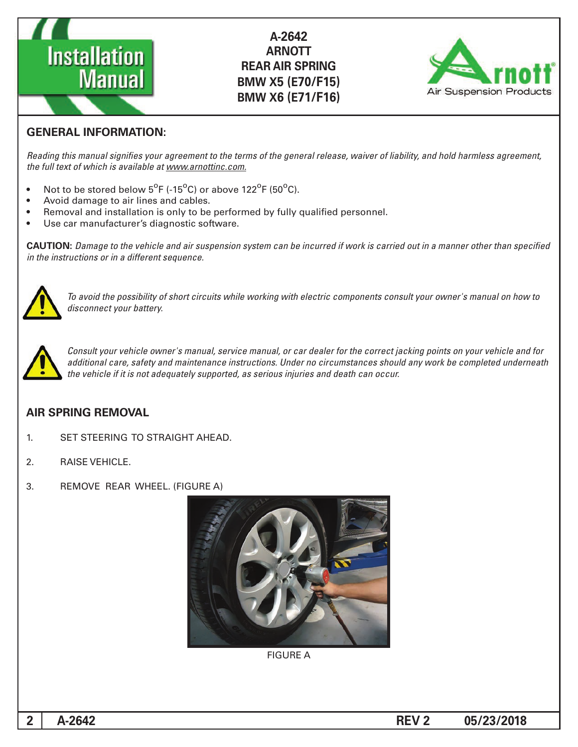# A-2642 ARNOTT REAR AIR SPRING BMW X5 (E70/F15) BMW X6 (E71/F16)

## GENERAL INFORMATION:

*Reading this manual signifies your agreement to the terms of the general release, waiver of liability, and hold harmless agreement, the full text of which is available at www.arnottinc.com.*

- Not to be stored below 5°F (-15°C) or above 122°F (50°C).
- Avoid damage to air lines and cables.
- Removal and installation is only to be performed by fully qualified personnel.
- Use car manufacturer's diagnostic software.

**CAUTION:** *Damage to the vehicle and air suspension system can be incurred if work is carried out in a manner other than specified in the instructions or in a different sequence.*

*To avoid the possibility of short circuits while working with electric components consult your owner's manual on how to disconnect your battery.*

*Consult your vehicle owner's manual, service manual, or car dealer for the correct jacking points on your vehicle and for additional care, safety and maintenance instructions. Under no circumstances should any work be completed underneath the vehicle if it is not adequately supported, as serious injuries and death can occur.*

## AIR SPRING REMOVAL

1. SET STEERING TO STRAIGHT AHEAD.
2. RAISE VEHICLE.
3. REMOVE REAR WHEEL. (FIGURE A)

FIGURE A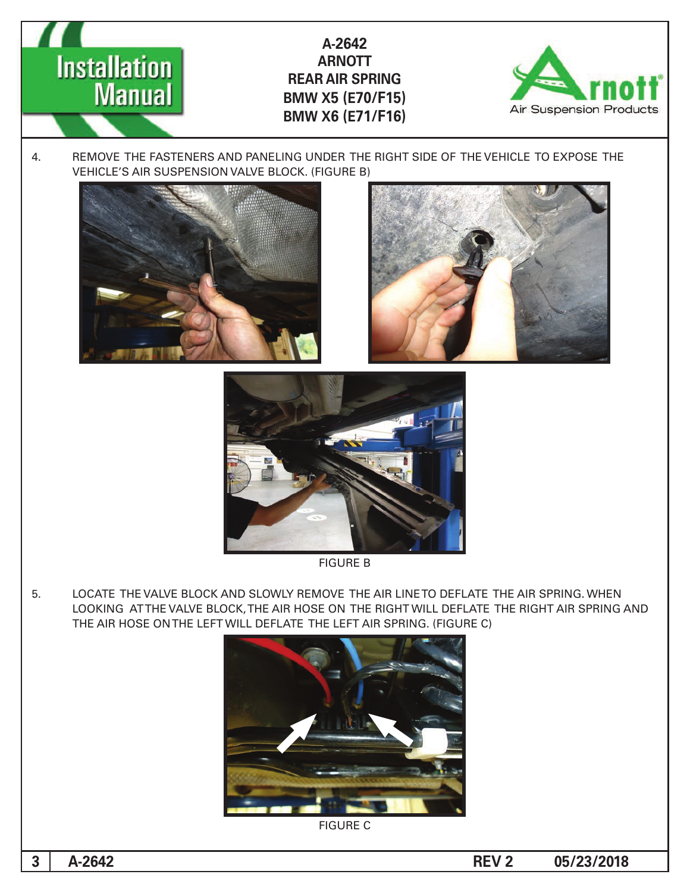4. REMOVE THE FASTENERS AND PANELING UNDER THE RIGHT SIDE OF THE VEHICLE TO EXPOSE THE VEHICLE'S AIR SUSPENSION VALVE BLOCK. (FIGURE B)

FIGURE B

5. LOCATE THE VALVE BLOCK AND SLOWLY REMOVE THE AIR LINE TO DEFLATE THE AIR SPRING. WHEN LOOKING AT THE VALVE BLOCK, THE AIR HOSE ON THE RIGHT WILL DEFLATE THE RIGHT AIR SPRING AND THE AIR HOSE ON THE LEFT WILL DEFLATE THE LEFT AIR SPRING. (FIGURE C)

FIGURE C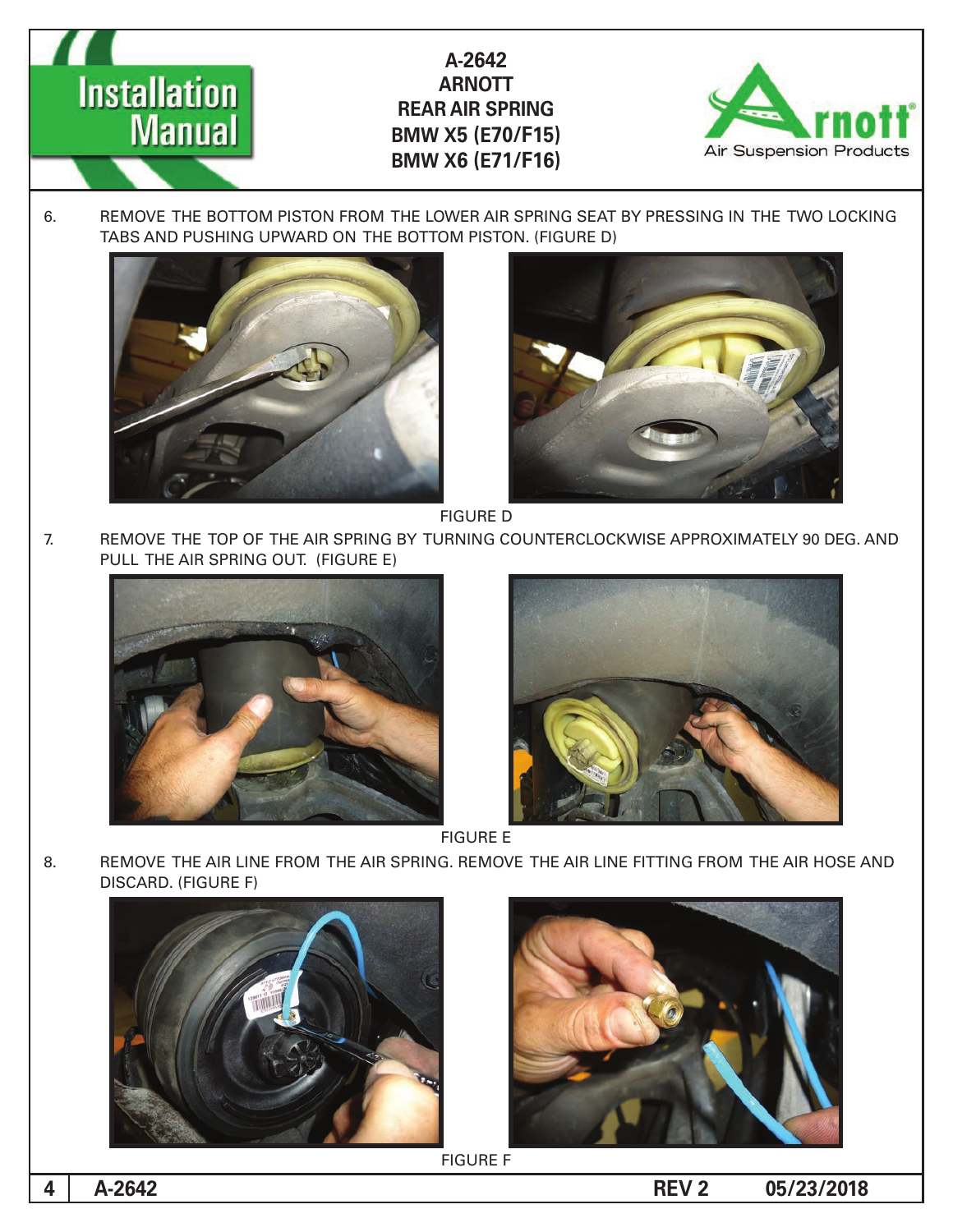6. REMOVE THE BOTTOM PISTON FROM THE LOWER AIR SPRING SEAT BY PRESSING IN THE TWO LOCKING TABS AND PUSHING UPWARD ON THE BOTTOM PISTON. (FIGURE D)

FIGURE D

7. REMOVE THE TOP OF THE AIR SPRING BY TURNING COUNTERCLOCKWISE APPROXIMATELY 90 DEG. AND PULL THE AIR SPRING OUT. (FIGURE E)

FIGURE E

8. REMOVE THE AIR LINE FROM THE AIR SPRING. REMOVE THE AIR LINE FITTING FROM THE AIR HOSE AND DISCARD. (FIGURE F)

FIGURE F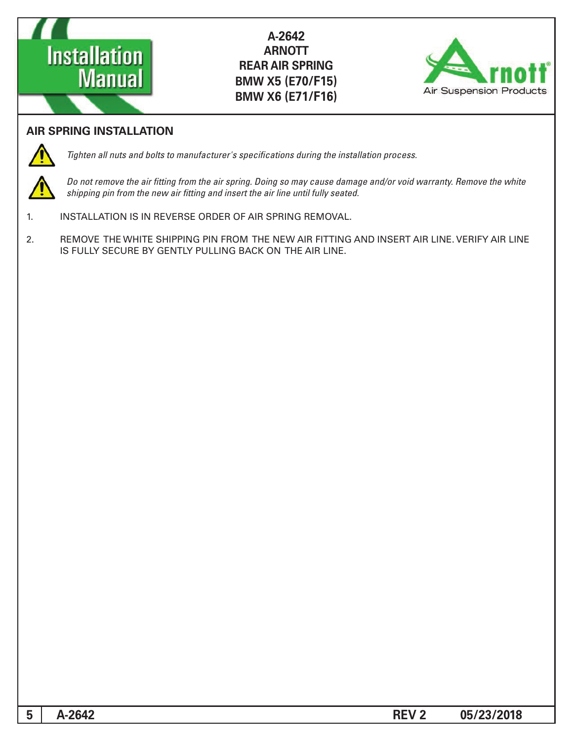**A-2642**
**ARNOTT**
**REAR AIR SPRING**
**BMW X5 (E70/F15)**
**BMW X6 (E71/F16)**

## AIR SPRING INSTALLATION

*Tighten all nuts and bolts to manufacturer's specifications during the installation process.*

*Do not remove the air fitting from the air spring. Doing so may cause damage and/or void warranty. Remove the white shipping pin from the new air fitting and insert the air line until fully seated.*

1. INSTALLATION IS IN REVERSE ORDER OF AIR SPRING REMOVAL.

2. REMOVE THE WHITE SHIPPING PIN FROM THE NEW AIR FITTING AND INSERT AIR LINE. VERIFY AIR LINE IS FULLY SECURE BY GENTLY PULLING BACK ON THE AIR LINE.